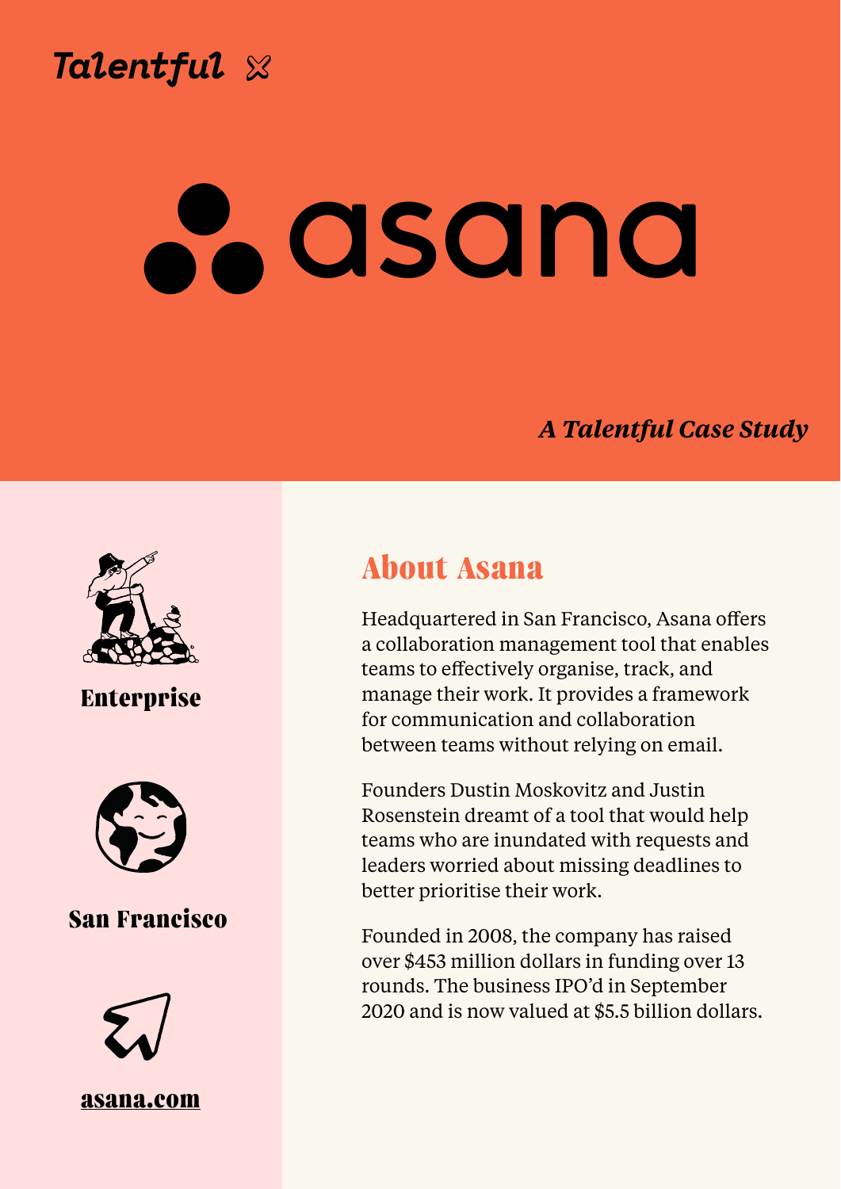Talentful ✕

# asana

*A Talentful Case Study*

**Enterprise**

**San Francisco**

**asana.com**

## About Asana

Headquartered in San Francisco, Asana offers a collaboration management tool that enables teams to effectively organise, track, and manage their work. It provides a framework for communication and collaboration between teams without relying on email.

Founders Dustin Moskovitz and Justin Rosenstein dreamt of a tool that would help teams who are inundated with requests and leaders worried about missing deadlines to better prioritise their work.

Founded in 2008, the company has raised over $453 million dollars in funding over 13 rounds. The business IPO'd in September 2020 and is now valued at $5.5 billion dollars.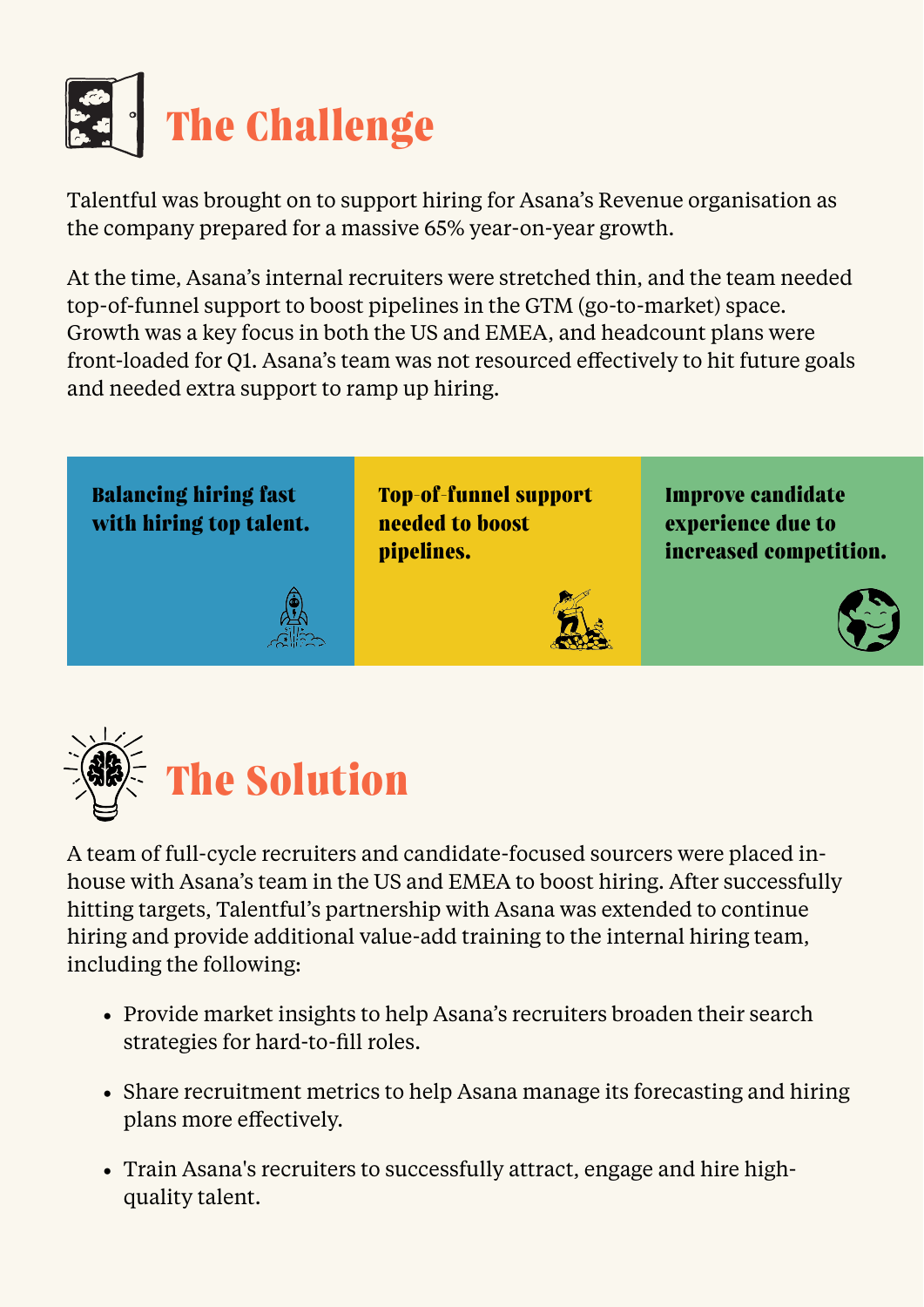# The Challenge

Talentful was brought on to support hiring for Asana's Revenue organisation as the company prepared for a massive 65% year-on-year growth.

At the time, Asana's internal recruiters were stretched thin, and the team needed top-of-funnel support to boost pipelines in the GTM (go-to-market) space. Growth was a key focus in both the US and EMEA, and headcount plans were front-loaded for Q1. Asana's team was not resourced effectively to hit future goals and needed extra support to ramp up hiring.

**Balancing hiring fast with hiring top talent.**

**Top-of-funnel support needed to boost pipelines.**

**Improve candidate experience due to increased competition.**

# The Solution

A team of full-cycle recruiters and candidate-focused sourcers were placed in-house with Asana's team in the US and EMEA to boost hiring. After successfully hitting targets, Talentful's partnership with Asana was extended to continue hiring and provide additional value-add training to the internal hiring team, including the following:

- Provide market insights to help Asana's recruiters broaden their search strategies for hard-to-fill roles.
- Share recruitment metrics to help Asana manage its forecasting and hiring plans more effectively.
- Train Asana's recruiters to successfully attract, engage and hire high-quality talent.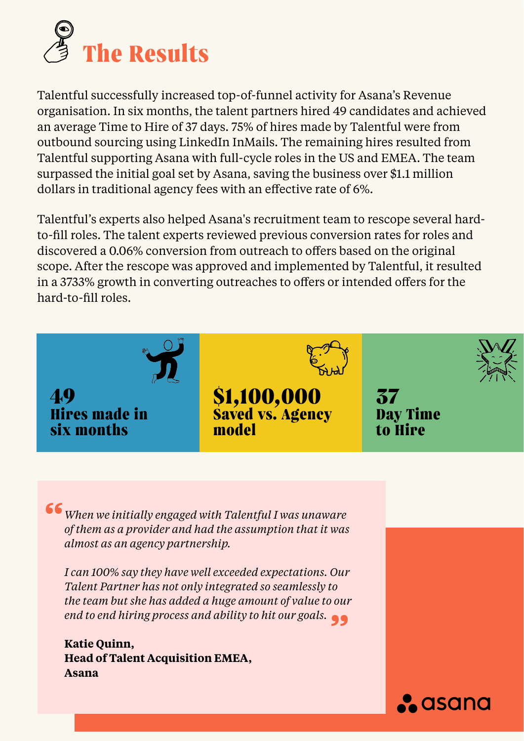# The Results

Talentful successfully increased top-of-funnel activity for Asana's Revenue organisation. In six months, the talent partners hired 49 candidates and achieved an average Time to Hire of 37 days. 75% of hires made by Talentful were from outbound sourcing using LinkedIn InMails. The remaining hires resulted from Talentful supporting Asana with full-cycle roles in the US and EMEA. The team surpassed the initial goal set by Asana, saving the business over $1.1 million dollars in traditional agency fees with an effective rate of 6%.

Talentful's experts also helped Asana's recruitment team to rescope several hard-to-fill roles. The talent experts reviewed previous conversion rates for roles and discovered a 0.06% conversion from outreach to offers based on the original scope. After the rescope was approved and implemented by Talentful, it resulted in a 3733% growth in converting outreaches to offers or intended offers for the hard-to-fill roles.

**49**
**Hires made in six months**

**$1,100,000**
**Saved vs. Agency model**

**37**
**Day Time to Hire**

> *When we initially engaged with Talentful I was unaware of them as a provider and had the assumption that it was almost as an agency partnership.*
>
> *I can 100% say they have well exceeded expectations. Our Talent Partner has not only integrated so seamlessly to the team but she has added a huge amount of value to our end to end hiring process and ability to hit our goals.*
>
> **Katie Quinn,**
> **Head of Talent Acquisition EMEA,**
> **Asana**

asana